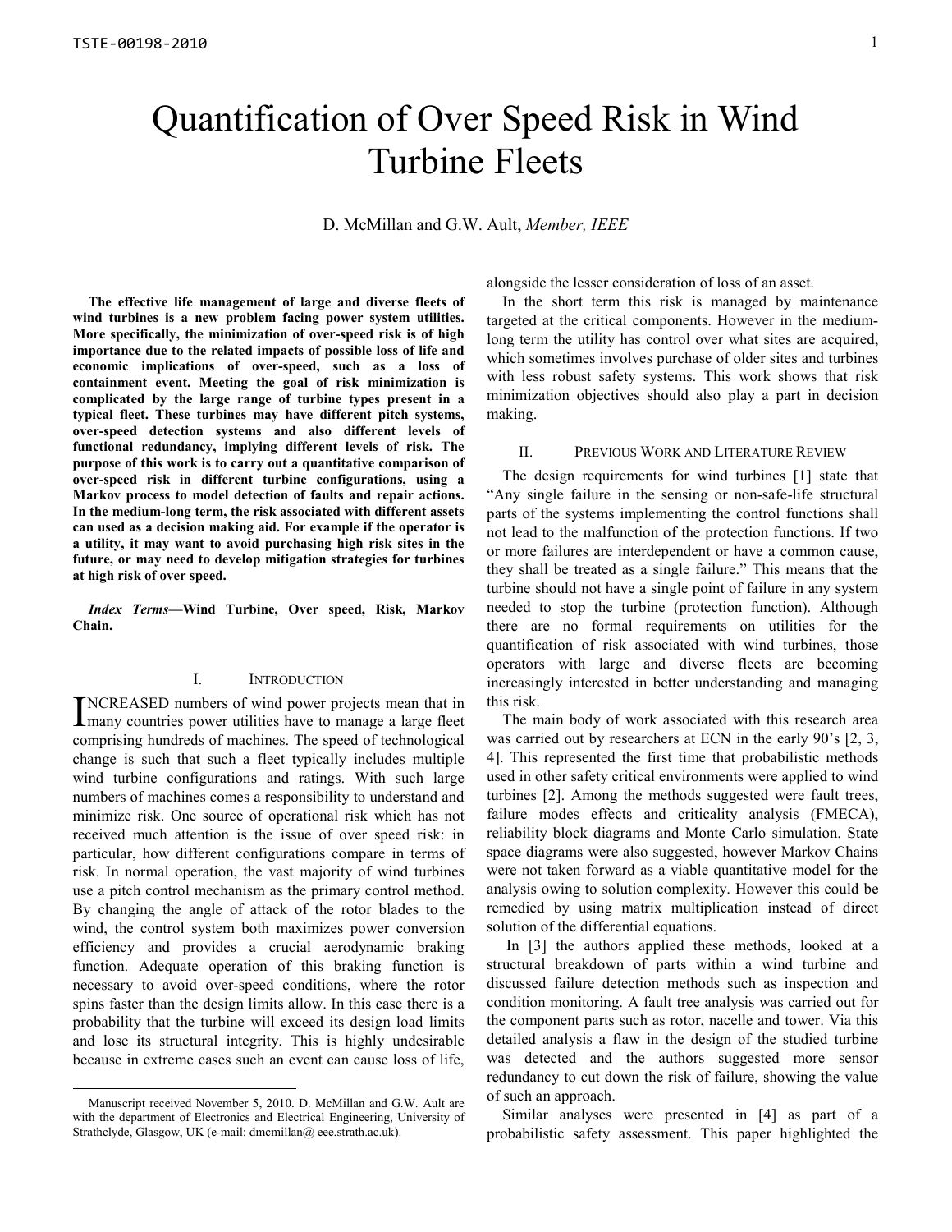# Quantification of Over Speed Risk in Wind Turbine Fleets

D. McMillan and G.W. Ault, *Member, IEEE*

**The effective life management of large and diverse fleets of wind turbines is a new problem facing power system utilities. More specifically, the minimization of over-speed risk is of high importance due to the related impacts of possible loss of life and economic implications of over-speed, such as a loss of containment event. Meeting the goal of risk minimization is complicated by the large range of turbine types present in a typical fleet. These turbines may have different pitch systems, over-speed detection systems and also different levels of functional redundancy, implying different levels of risk. The purpose of this work is to carry out a quantitative comparison of over-speed risk in different turbine configurations, using a Markov process to model detection of faults and repair actions. In the medium-long term, the risk associated with different assets can used as a decision making aid. For example if the operator is a utility, it may want to avoid purchasing high risk sites in the future, or may need to develop mitigation strategies for turbines at high risk of over speed.**

***Index Terms*—Wind Turbine, Over speed, Risk, Markov Chain.**

## I. Introduction

INCREASED numbers of wind power projects mean that in many countries power utilities have to manage a large fleet comprising hundreds of machines. The speed of technological change is such that such a fleet typically includes multiple wind turbine configurations and ratings. With such large numbers of machines comes a responsibility to understand and minimize risk. One source of operational risk which has not received much attention is the issue of over speed risk: in particular, how different configurations compare in terms of risk. In normal operation, the vast majority of wind turbines use a pitch control mechanism as the primary control method. By changing the angle of attack of the rotor blades to the wind, the control system both maximizes power conversion efficiency and provides a crucial aerodynamic braking function. Adequate operation of this braking function is necessary to avoid over-speed conditions, where the rotor spins faster than the design limits allow. In this case there is a probability that the turbine will exceed its design load limits and lose its structural integrity. This is highly undesirable because in extreme cases such an event can cause loss of life, alongside the lesser consideration of loss of an asset.

In the short term this risk is managed by maintenance targeted at the critical components. However in the medium-long term the utility has control over what sites are acquired, which sometimes involves purchase of older sites and turbines with less robust safety systems. This work shows that risk minimization objectives should also play a part in decision making.

## II. Previous Work and Literature Review

The design requirements for wind turbines [1] state that "Any single failure in the sensing or non-safe-life structural parts of the systems implementing the control functions shall not lead to the malfunction of the protection functions. If two or more failures are interdependent or have a common cause, they shall be treated as a single failure." This means that the turbine should not have a single point of failure in any system needed to stop the turbine (protection function). Although there are no formal requirements on utilities for the quantification of risk associated with wind turbines, those operators with large and diverse fleets are becoming increasingly interested in better understanding and managing this risk.

The main body of work associated with this research area was carried out by researchers at ECN in the early 90's [2, 3, 4]. This represented the first time that probabilistic methods used in other safety critical environments were applied to wind turbines [2]. Among the methods suggested were fault trees, failure modes effects and criticality analysis (FMECA), reliability block diagrams and Monte Carlo simulation. State space diagrams were also suggested, however Markov Chains were not taken forward as a viable quantitative model for the analysis owing to solution complexity. However this could be remedied by using matrix multiplication instead of direct solution of the differential equations.

In [3] the authors applied these methods, looked at a structural breakdown of parts within a wind turbine and discussed failure detection methods such as inspection and condition monitoring. A fault tree analysis was carried out for the component parts such as rotor, nacelle and tower. Via this detailed analysis a flaw in the design of the studied turbine was detected and the authors suggested more sensor redundancy to cut down the risk of failure, showing the value of such an approach.

Similar analyses were presented in [4] as part of a probabilistic safety assessment. This paper highlighted the

Manuscript received November 5, 2010. D. McMillan and G.W. Ault are with the department of Electronics and Electrical Engineering, University of Strathclyde, Glasgow, UK (e-mail: dmcmillan@ eee.strath.ac.uk).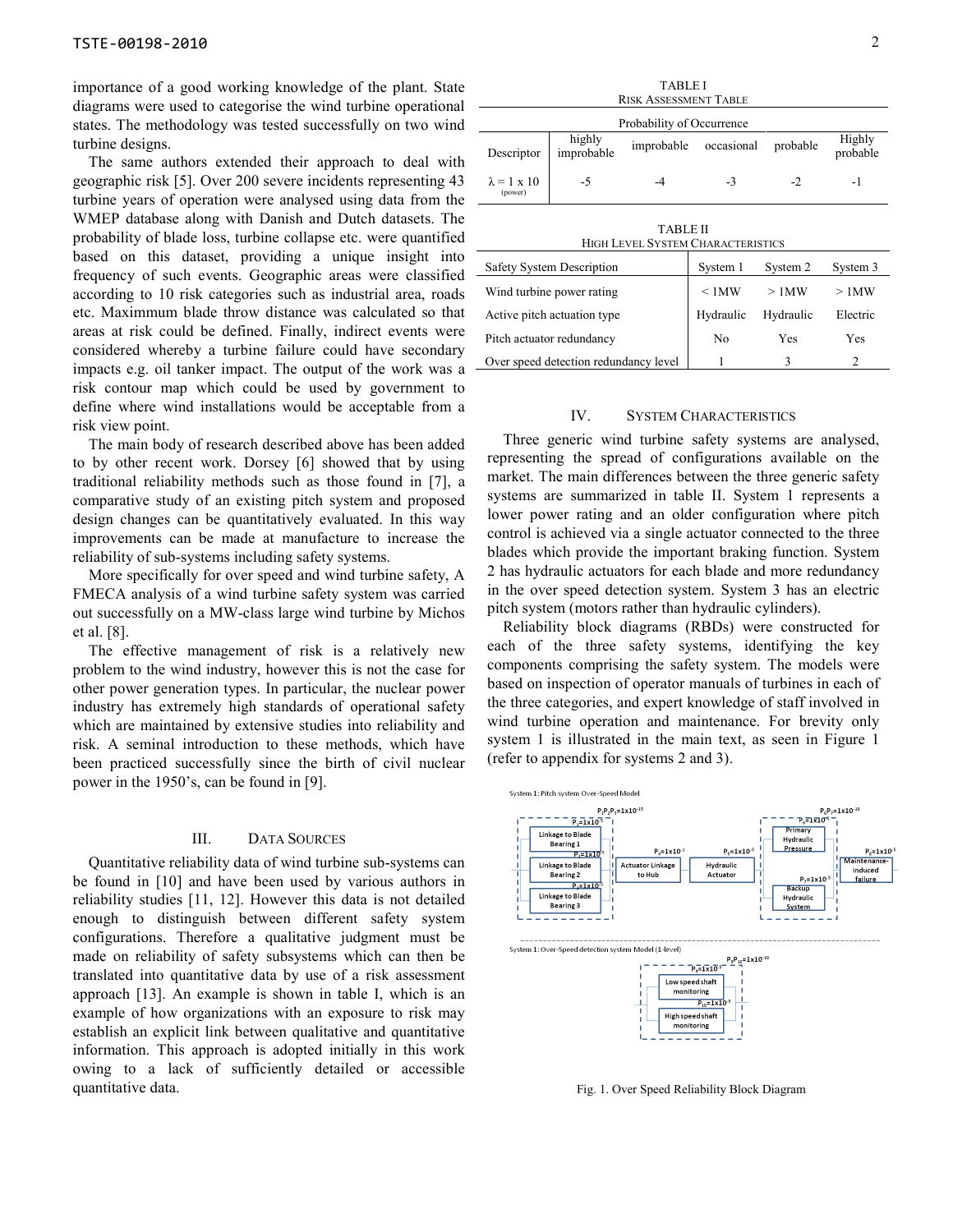importance of a good working knowledge of the plant. State diagrams were used to categorise the wind turbine operational states. The methodology was tested successfully on two wind turbine designs.

The same authors extended their approach to deal with geographic risk [5]. Over 200 severe incidents representing 43 turbine years of operation were analysed using data from the WMEP database along with Danish and Dutch datasets. The probability of blade loss, turbine collapse etc. were quantified based on this dataset, providing a unique insight into frequency of such events. Geographic areas were classified according to 10 risk categories such as industrial area, roads etc. Maximmum blade throw distance was calculated so that areas at risk could be defined. Finally, indirect events were considered whereby a turbine failure could have secondary impacts e.g. oil tanker impact. The output of the work was a risk contour map which could be used by government to define where wind installations would be acceptable from a risk view point.

The main body of research described above has been added to by other recent work. Dorsey [6] showed that by using traditional reliability methods such as those found in [7], a comparative study of an existing pitch system and proposed design changes can be quantitatively evaluated. In this way improvements can be made at manufacture to increase the reliability of sub-systems including safety systems.

More specifically for over speed and wind turbine safety, A FMECA analysis of a wind turbine safety system was carried out successfully on a MW-class large wind turbine by Michos et al. [8].

The effective management of risk is a relatively new problem to the wind industry, however this is not the case for other power generation types. In particular, the nuclear power industry has extremely high standards of operational safety which are maintained by extensive studies into reliability and risk. A seminal introduction to these methods, which have been practiced successfully since the birth of civil nuclear power in the 1950's, can be found in [9].

## III. Data Sources

Quantitative reliability data of wind turbine sub-systems can be found in [10] and have been used by various authors in reliability studies [11, 12]. However this data is not detailed enough to distinguish between different safety system configurations. Therefore a qualitative judgment must be made on reliability of safety subsystems which can then be translated into quantitative data by use of a risk assessment approach [13]. An example is shown in table I, which is an example of how organizations with an exposure to risk may establish an explicit link between qualitative and quantitative information. This approach is adopted initially in this work owing to a lack of sufficiently detailed or accessible quantitative data.

TABLE I
Risk Assessment Table

| | Probability of Occurrence | | | | |
|---|---|---|---|---|---|
| Descriptor | highly improbable | improbable | occasional | probable | Highly probable |
| $\lambda = 1 \times 10$ (power) | -5 | -4 | -3 | -2 | -1 |

TABLE II
High Level System Characteristics

| Safety System Description | System 1 | System 2 | System 3 |
|---|---|---|---|
| Wind turbine power rating | < 1MW | > 1MW | > 1MW |
| Active pitch actuation type | Hydraulic | Hydraulic | Electric |
| Pitch actuator redundancy | No | Yes | Yes |
| Over speed detection redundancy level | 1 | 3 | 2 |

## IV. System Characteristics

Three generic wind turbine safety systems are analysed, representing the spread of configurations available on the market. The main differences between the three generic safety systems are summarized in table II. System 1 represents a lower power rating and an older configuration where pitch control is achieved via a single actuator connected to the three blades which provide the important braking function. System 2 has hydraulic actuators for each blade and more redundancy in the over speed detection system. System 3 has an electric pitch system (motors rather than hydraulic cylinders).

Reliability block diagrams (RBDs) were constructed for each of the three safety systems, identifying the key components comprising the safety system. The models were based on inspection of operator manuals of turbines in each of the three categories, and expert knowledge of staff involved in wind turbine operation and maintenance. For brevity only system 1 is illustrated in the main text, as seen in Figure 1 (refer to appendix for systems 2 and 3).

Fig. 1. Over Speed Reliability Block Diagram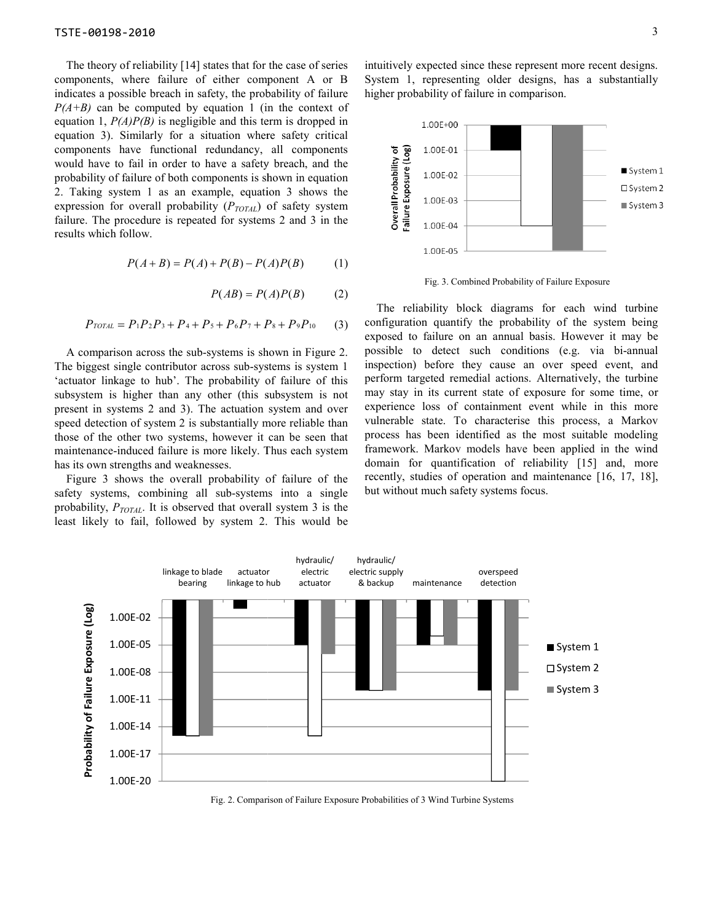The theory of reliability [14] states that for the case of series components, where failure of either component A or B indicates a possible breach in safety, the probability of failure $P(A+B)$ can be computed by equation 1 (in the context of equation 1, $P(A)P(B)$ is negligible and this term is dropped in equation 3). Similarly for a situation where safety critical components have functional redundancy, all components would have to fail in order to have a safety breach, and the probability of failure of both components is shown in equation 2. Taking system 1 as an example, equation 3 shows the expression for overall probability ($P_{TOTAL}$) of safety system failure. The procedure is repeated for systems 2 and 3 in the results which follow.

$$P(A+B) = P(A) + P(B) - P(A)P(B) \qquad (1)$$

$$P(AB) = P(A)P(B) \qquad (2)$$

$$P_{TOTAL} = P_1P_2P_3 + P_4 + P_5 + P_6P_7 + P_8 + P_9P_{10} \qquad (3)$$

A comparison across the sub-systems is shown in Figure 2. The biggest single contributor across sub-systems is system 1 'actuator linkage to hub'. The probability of failure of this subsystem is higher than any other (this subsystem is not present in systems 2 and 3). The actuation system and over speed detection of system 2 is substantially more reliable than those of the other two systems, however it can be seen that maintenance-induced failure is more likely. Thus each system has its own strengths and weaknesses.

Figure 3 shows the overall probability of failure of the safety systems, combining all sub-systems into a single probability, $P_{TOTAL}$. It is observed that overall system 3 is the least likely to fail, followed by system 2. This would be intuitively expected since these represent more recent designs. System 1, representing older designs, has a substantially higher probability of failure in comparison.

Fig. 3. Combined Probability of Failure Exposure

The reliability block diagrams for each wind turbine configuration quantify the probability of the system being exposed to failure on an annual basis. However it may be possible to detect such conditions (e.g. via bi-annual inspection) before they cause an over speed event, and perform targeted remedial actions. Alternatively, the turbine may stay in its current state of exposure for some time, or experience loss of containment event while in this more vulnerable state. To characterise this process, a Markov process has been identified as the most suitable modeling framework. Markov models have been applied in the wind domain for quantification of reliability [15] and, more recently, studies of operation and maintenance [16, 17, 18], but without much safety systems focus.

Fig. 2. Comparison of Failure Exposure Probabilities of 3 Wind Turbine Systems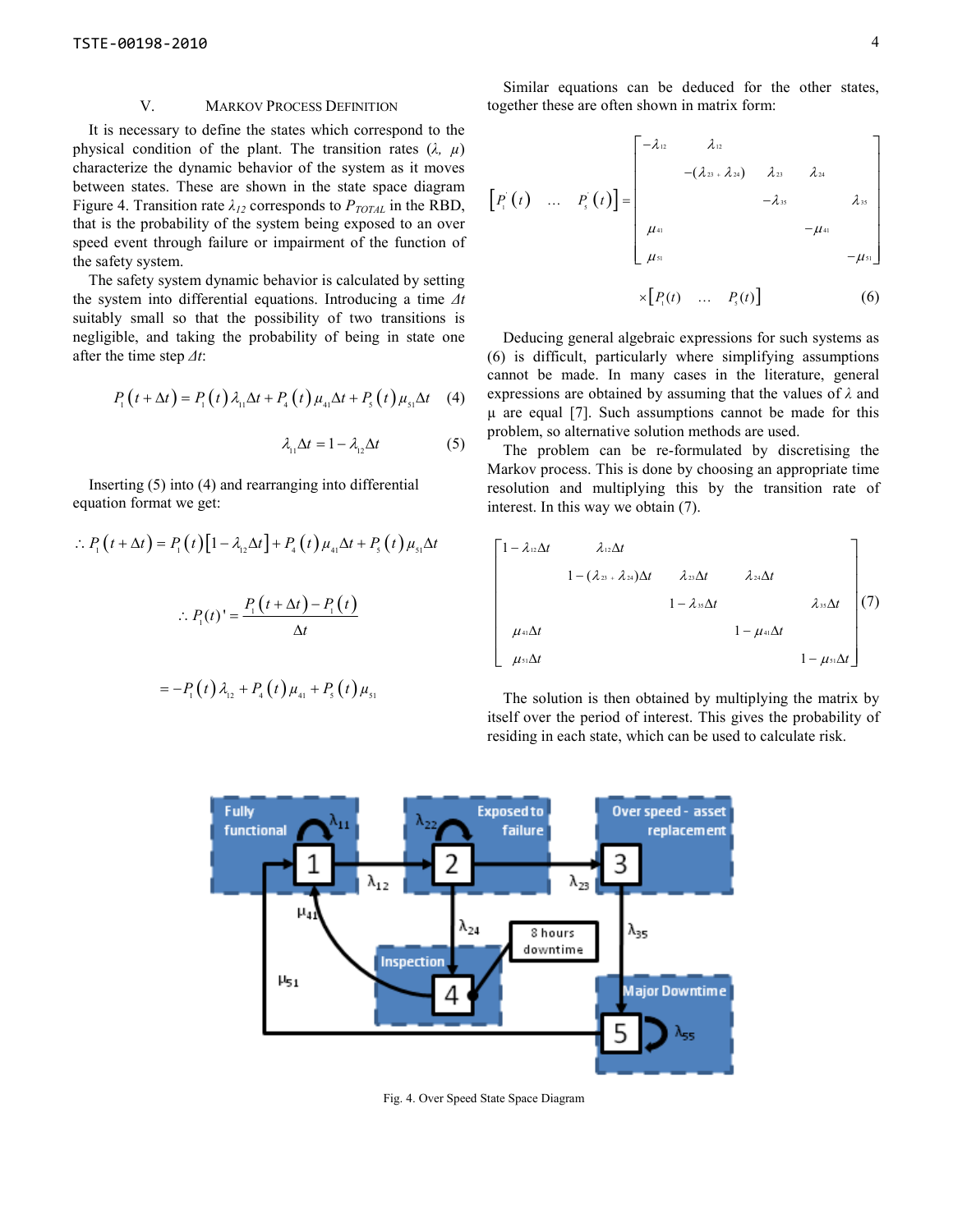## V. Markov Process Definition

It is necessary to define the states which correspond to the physical condition of the plant. The transition rates ($\lambda$, $\mu$) characterize the dynamic behavior of the system as it moves between states. These are shown in the state space diagram Figure 4. Transition rate $\lambda_{12}$ corresponds to $P_{TOTAL}$ in the RBD, that is the probability of the system being exposed to an over speed event through failure or impairment of the function of the safety system.

The safety system dynamic behavior is calculated by setting the system into differential equations. Introducing a time $\Delta t$ suitably small so that the possibility of two transitions is negligible, and taking the probability of being in state one after the time step $\Delta t$:

$$P_1(t+\Delta t) = P_1(t)\lambda_{11}\Delta t + P_4(t)\mu_{41}\Delta t + P_5(t)\mu_{51}\Delta t \quad (4)$$

$$\lambda_{11}\Delta t = 1 - \lambda_{12}\Delta t \quad (5)$$

Inserting (5) into (4) and rearranging into differential equation format we get:

$$\therefore P_1(t+\Delta t) = P_1(t)\left[1-\lambda_{12}\Delta t\right] + P_4(t)\mu_{41}\Delta t + P_5(t)\mu_{51}\Delta t$$

$$\therefore P_1(t)' = \frac{P_1(t+\Delta t) - P_1(t)}{\Delta t}$$

$$= -P_1(t)\lambda_{12} + P_4(t)\mu_{41} + P_5(t)\mu_{51}$$

Similar equations can be deduced for the other states, together these are often shown in matrix form:

$$\left[P_1^{'}(t) \quad \ldots \quad P_5^{'}(t)\right] = \begin{bmatrix} -\lambda_{12} & \lambda_{12} & & & \\ & -(\lambda_{23}+\lambda_{24}) & \lambda_{23} & \lambda_{24} & \\ & & -\lambda_{35} & & \lambda_{35} \\ \mu_{41} & & & -\mu_{41} & \\ \mu_{51} & & & & -\mu_{51} \end{bmatrix}$$

$$\times\left[P_1(t) \quad \ldots \quad P_5(t)\right] \quad (6)$$

Deducing general algebraic expressions for such systems as (6) is difficult, particularly where simplifying assumptions cannot be made. In many cases in the literature, general expressions are obtained by assuming that the values of $\lambda$ and $\mu$ are equal [7]. Such assumptions cannot be made for this problem, so alternative solution methods are used.

The problem can be re-formulated by discretising the Markov process. This is done by choosing an appropriate time resolution and multiplying this by the transition rate of interest. In this way we obtain (7).

$$\begin{bmatrix} 1-\lambda_{12}\Delta t & \lambda_{12}\Delta t & & & \\ & 1-(\lambda_{23}+\lambda_{24})\Delta t & \lambda_{23}\Delta t & \lambda_{24}\Delta t & \\ & & 1-\lambda_{35}\Delta t & & \lambda_{35}\Delta t \\ \mu_{41}\Delta t & & & 1-\mu_{41}\Delta t & \\ \mu_{51}\Delta t & & & & 1-\mu_{51}\Delta t \end{bmatrix} \quad (7)$$

The solution is then obtained by multiplying the matrix by itself over the period of interest. This gives the probability of residing in each state, which can be used to calculate risk.

Fig. 4. Over Speed State Space Diagram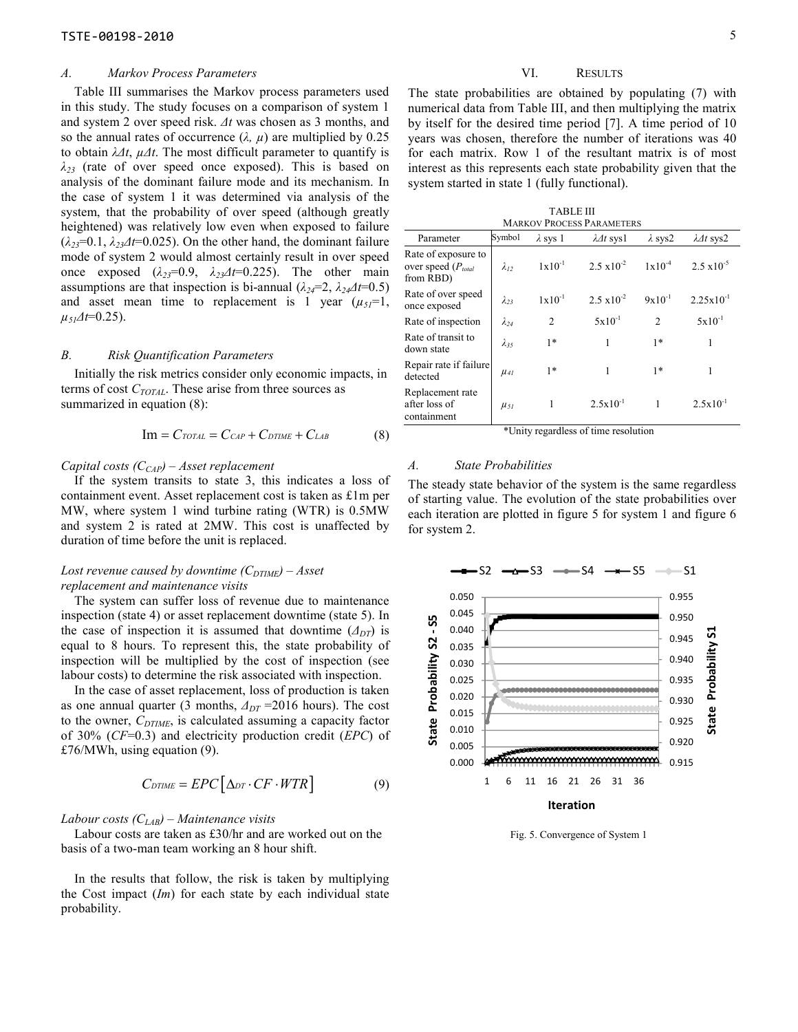### A. Markov Process Parameters

Table III summarises the Markov process parameters used in this study. The study focuses on a comparison of system 1 and system 2 over speed risk. $\Delta t$ was chosen as 3 months, and so the annual rates of occurrence ($\lambda$, $\mu$) are multiplied by 0.25 to obtain $\lambda\Delta t$, $\mu\Delta t$. The most difficult parameter to quantify is $\lambda_{23}$ (rate of over speed once exposed). This is based on analysis of the dominant failure mode and its mechanism. In the case of system 1 it was determined via analysis of the system, that the probability of over speed (although greatly heightened) was relatively low even when exposed to failure ($\lambda_{23}$=0.1, $\lambda_{23}\Delta t$=0.025). On the other hand, the dominant failure mode of system 2 would almost certainly result in over speed once exposed ($\lambda_{23}$=0.9, $\lambda_{23}\Delta t$=0.225). The other main assumptions are that inspection is bi-annual ($\lambda_{24}$=2, $\lambda_{24}\Delta t$=0.5) and asset mean time to replacement is 1 year ($\mu_{51}$=1, $\mu_{51}\Delta t$=0.25).

### B. Risk Quantification Parameters

Initially the risk metrics consider only economic impacts, in terms of cost $C_{TOTAL}$. These arise from three sources as summarized in equation (8):

$$\text{Im} = C_{TOTAL} = C_{CAP} + C_{DTIME} + C_{LAB} \tag{8}$$

*Capital costs ($C_{CAP}$) – Asset replacement*

If the system transits to state 3, this indicates a loss of containment event. Asset replacement cost is taken as £1m per MW, where system 1 wind turbine rating (WTR) is 0.5MW and system 2 is rated at 2MW. This cost is unaffected by duration of time before the unit is replaced.

*Lost revenue caused by downtime ($C_{DTIME}$) – Asset replacement and maintenance visits*

The system can suffer loss of revenue due to maintenance inspection (state 4) or asset replacement downtime (state 5). In the case of inspection it is assumed that downtime ($\Delta_{DT}$) is equal to 8 hours. To represent this, the state probability of inspection will be multiplied by the cost of inspection (see labour costs) to determine the risk associated with inspection.

In the case of asset replacement, loss of production is taken as one annual quarter (3 months, $\Delta_{DT}$ =2016 hours). The cost to the owner, $C_{DTIME}$, is calculated assuming a capacity factor of 30% (*CF*=0.3) and electricity production credit (*EPC*) of £76/MWh, using equation (9).

$$C_{DTIME} = EPC\left[\Delta_{DT} \cdot CF \cdot WTR\right] \tag{9}$$

*Labour costs ($C_{LAB}$) – Maintenance visits*

Labour costs are taken as £30/hr and are worked out on the basis of a two-man team working an 8 hour shift.

In the results that follow, the risk is taken by multiplying the Cost impact (*Im*) for each state by each individual state probability.

## VI. Results

The state probabilities are obtained by populating (7) with numerical data from Table III, and then multiplying the matrix by itself for the desired time period [7]. A time period of 10 years was chosen, therefore the number of iterations was 40 for each matrix. Row 1 of the resultant matrix is of most interest as this represents each state probability given that the system started in state 1 (fully functional).

TABLE III
Markov Process Parameters

| Parameter | Symbol | $\lambda$ sys 1 | $\lambda\Delta t$ sys1 | $\lambda$ sys2 | $\lambda\Delta t$ sys2 |
|---|---|---|---|---|---|
| Rate of exposure to over speed ($P_{total}$ from RBD) | $\lambda_{12}$ | $1\text{x}10^{-1}$ | $2.5\ \text{x}10^{-2}$ | $1\text{x}10^{-4}$ | $2.5\ \text{x}10^{-5}$ |
| Rate of over speed once exposed | $\lambda_{23}$ | $1\text{x}10^{-1}$ | $2.5\ \text{x}10^{-2}$ | $9\text{x}10^{-1}$ | $2.25\text{x}10^{-1}$ |
| Rate of inspection | $\lambda_{24}$ | 2 | $5\text{x}10^{-1}$ | 2 | $5\text{x}10^{-1}$ |
| Rate of transit to down state | $\lambda_{35}$ | 1* | 1 | 1* | 1 |
| Repair rate if failure detected | $\mu_{41}$ | 1* | 1 | 1* | 1 |
| Replacement rate after loss of containment | $\mu_{51}$ | 1 | $2.5\text{x}10^{-1}$ | 1 | $2.5\text{x}10^{-1}$ |

*Unity regardless of time resolution

### A. State Probabilities

The steady state behavior of the system is the same regardless of starting value. The evolution of the state probabilities over each iteration are plotted in figure 5 for system 1 and figure 6 for system 2.

Fig. 5. Convergence of System 1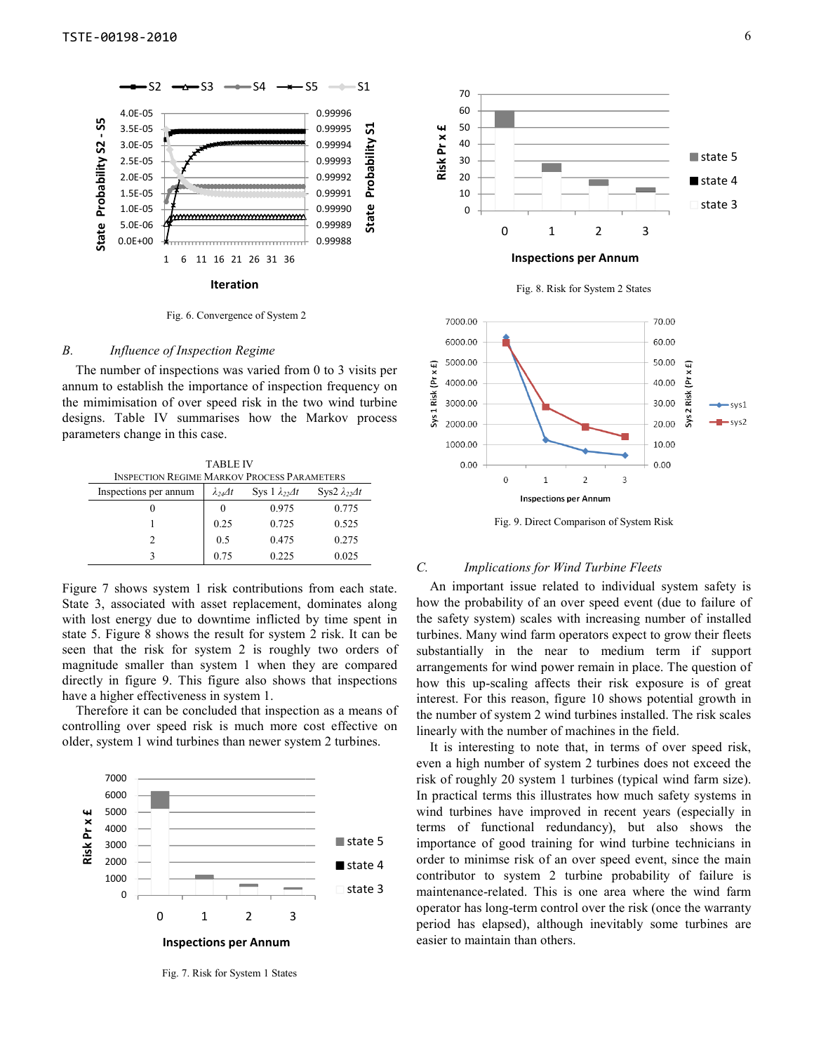Fig. 6. Convergence of System 2

### B. *Influence of Inspection Regime*

The number of inspections was varied from 0 to 3 visits per annum to establish the importance of inspection frequency on the mimimisation of over speed risk in the two wind turbine designs. Table IV summarises how the Markov process parameters change in this case.

TABLE IV
INSPECTION REGIME MARKOV PROCESS PARAMETERS

| Inspections per annum | $\lambda_{24}\Delta t$ | Sys 1 $\lambda_{22}\Delta t$ | Sys2 $\lambda_{22}\Delta t$ |
|---|---|---|---|
| 0 | 0 | 0.975 | 0.775 |
| 1 | 0.25 | 0.725 | 0.525 |
| 2 | 0.5 | 0.475 | 0.275 |
| 3 | 0.75 | 0.225 | 0.025 |

Figure 7 shows system 1 risk contributions from each state. State 3, associated with asset replacement, dominates along with lost energy due to downtime inflicted by time spent in state 5. Figure 8 shows the result for system 2 risk. It can be seen that the risk for system 2 is roughly two orders of magnitude smaller than system 1 when they are compared directly in figure 9. This figure also shows that inspections have a higher effectiveness in system 1.

Therefore it can be concluded that inspection as a means of controlling over speed risk is much more cost effective on older, system 1 wind turbines than newer system 2 turbines.

Fig. 7. Risk for System 1 States

Fig. 8. Risk for System 2 States

Fig. 9. Direct Comparison of System Risk

### C. *Implications for Wind Turbine Fleets*

An important issue related to individual system safety is how the probability of an over speed event (due to failure of the safety system) scales with increasing number of installed turbines. Many wind farm operators expect to grow their fleets substantially in the near to medium term if support arrangements for wind power remain in place. The question of how this up-scaling affects their risk exposure is of great interest. For this reason, figure 10 shows potential growth in the number of system 2 wind turbines installed. The risk scales linearly with the number of machines in the field.

It is interesting to note that, in terms of over speed risk, even a high number of system 2 turbines does not exceed the risk of roughly 20 system 1 turbines (typical wind farm size). In practical terms this illustrates how much safety systems in wind turbines have improved in recent years (especially in terms of functional redundancy), but also shows the importance of good training for wind turbine technicians in order to minimse risk of an over speed event, since the main contributor to system 2 turbine probability of failure is maintenance-related. This is one area where the wind farm operator has long-term control over the risk (once the warranty period has elapsed), although inevitably some turbines are easier to maintain than others.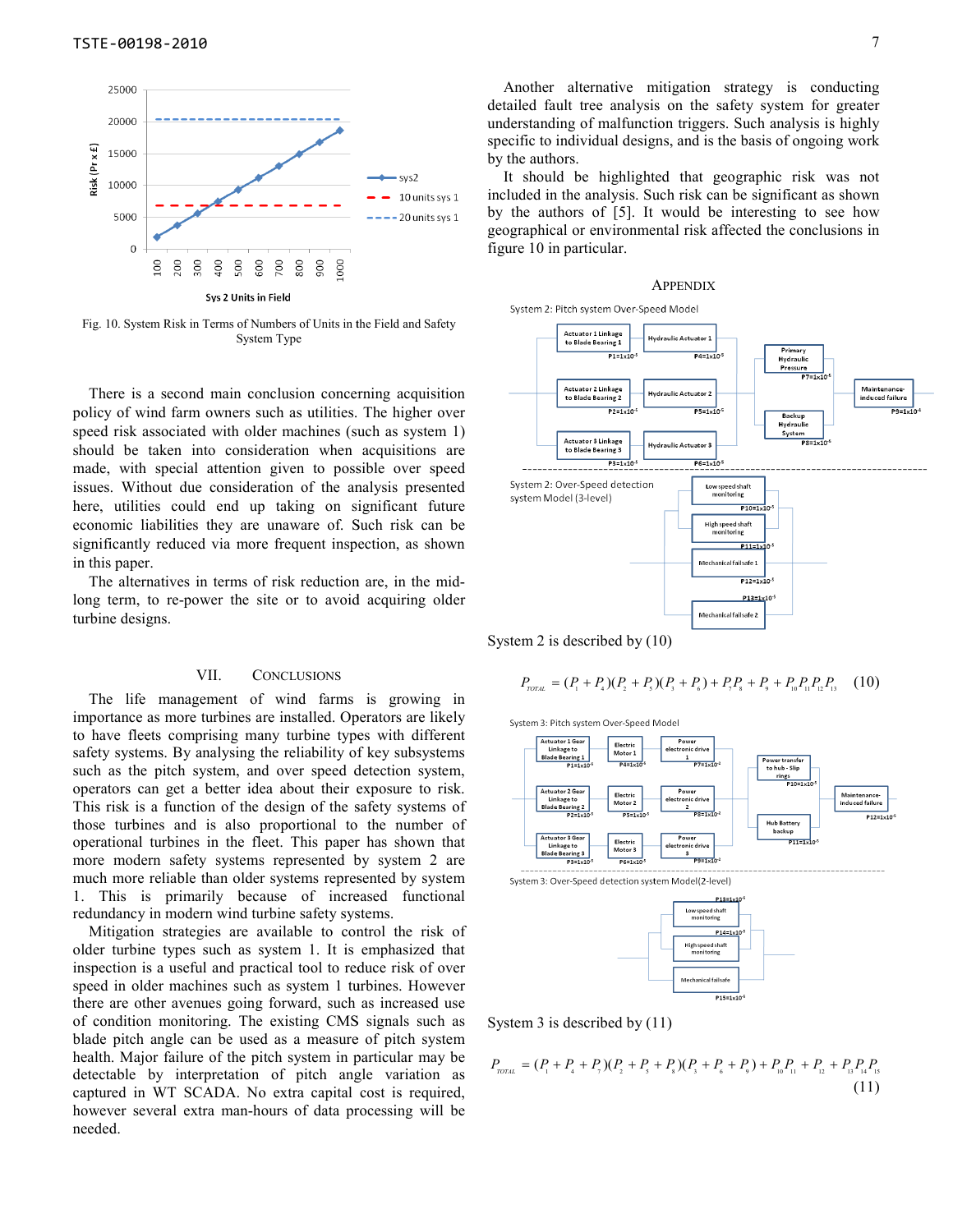Fig. 10. System Risk in Terms of Numbers of Units in the Field and Safety System Type

There is a second main conclusion concerning acquisition policy of wind farm owners such as utilities. The higher over speed risk associated with older machines (such as system 1) should be taken into consideration when acquisitions are made, with special attention given to possible over speed issues. Without due consideration of the analysis presented here, utilities could end up taking on significant future economic liabilities they are unaware of. Such risk can be significantly reduced via more frequent inspection, as shown in this paper.

The alternatives in terms of risk reduction are, in the mid-long term, to re-power the site or to avoid acquiring older turbine designs.

## VII. CONCLUSIONS

The life management of wind farms is growing in importance as more turbines are installed. Operators are likely to have fleets comprising many turbine types with different safety systems. By analysing the reliability of key subsystems such as the pitch system, and over speed detection system, operators can get a better idea about their exposure to risk. This risk is a function of the design of the safety systems of those turbines and is also proportional to the number of operational turbines in the fleet. This paper has shown that more modern safety systems represented by system 2 are much more reliable than older systems represented by system 1. This is primarily because of increased functional redundancy in modern wind turbine safety systems.

Mitigation strategies are available to control the risk of older turbine types such as system 1. It is emphasized that inspection is a useful and practical tool to reduce risk of over speed in older machines such as system 1 turbines. However there are other avenues going forward, such as increased use of condition monitoring. The existing CMS signals such as blade pitch angle can be used as a measure of pitch system health. Major failure of the pitch system in particular may be detectable by interpretation of pitch angle variation as captured in WT SCADA. No extra capital cost is required, however several extra man-hours of data processing will be needed.

Another alternative mitigation strategy is conducting detailed fault tree analysis on the safety system for greater understanding of malfunction triggers. Such analysis is highly specific to individual designs, and is the basis of ongoing work by the authors.

It should be highlighted that geographic risk was not included in the analysis. Such risk can be significant as shown by the authors of [5]. It would be interesting to see how geographical or environmental risk affected the conclusions in figure 10 in particular.

## APPENDIX

System 2 is described by (10)

$$P_{TOTAL} = (P_1 + P_4)(P_2 + P_5)(P_3 + P_6) + P_7P_8 + P_9 + P_{10}P_{11}P_{12}P_{13} \quad (10)$$

System 3 is described by (11)

$$P_{TOTAL} = (P_1 + P_4 + P_7)(P_2 + P_5 + P_8)(P_3 + P_6 + P_9) + P_{10}P_{11} + P_{12} + P_{13}P_{14}P_{15} \quad (11)$$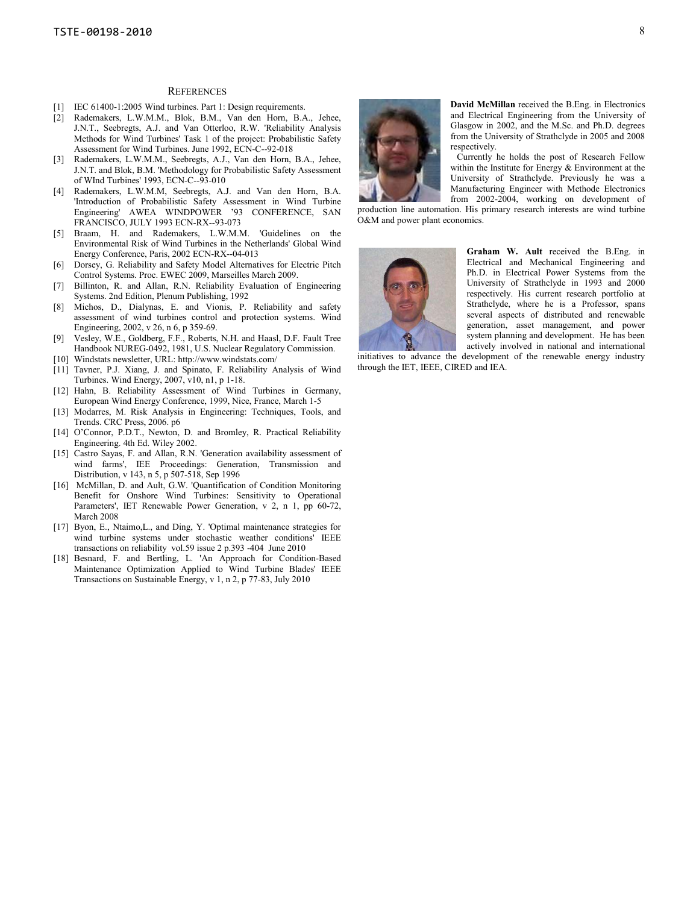## References

[1] IEC 61400-1:2005 Wind turbines. Part 1: Design requirements.

[2] Rademakers, L.W.M.M., Blok, B.M., Van den Horn, B.A., Jehee, J.N.T., Seebregts, A.J. and Van Otterloo, R.W. 'Reliability Analysis Methods for Wind Turbines' Task 1 of the project: Probabilistic Safety Assessment for Wind Turbines. June 1992, ECN-C--92-018

[3] Rademakers, L.W.M.M., Seebregts, A.J., Van den Horn, B.A., Jehee, J.N.T. and Blok, B.M. 'Methodology for Probabilistic Safety Assessment of WInd Turbines' 1993, ECN-C--93-010

[4] Rademakers, L.W.M.M, Seebregts, A.J. and Van den Horn, B.A. 'Introduction of Probabilistic Safety Assessment in Wind Turbine Engineering' AWEA WINDPOWER '93 CONFERENCE, SAN FRANCISCO, JULY 1993 ECN-RX--93-073

[5] Braam, H. and Rademakers, L.W.M.M. 'Guidelines on the Environmental Risk of Wind Turbines in the Netherlands' Global Wind Energy Conference, Paris, 2002 ECN-RX--04-013

[6] Dorsey, G. Reliability and Safety Model Alternatives for Electric Pitch Control Systems. Proc. EWEC 2009, Marseilles March 2009.

[7] Billinton, R. and Allan, R.N. Reliability Evaluation of Engineering Systems. 2nd Edition, Plenum Publishing, 1992

[8] Michos, D., Dialynas, E. and Vionis, P. Reliability and safety assessment of wind turbines control and protection systems. Wind Engineering, 2002, v 26, n 6, p 359-69.

[9] Vesley, W.E., Goldberg, F.F., Roberts, N.H. and Haasl, D.F. Fault Tree Handbook NUREG-0492, 1981, U.S. Nuclear Regulatory Commission.

[10] Windstats newsletter, URL: http://www.windstats.com/

[11] Tavner, P.J. Xiang, J. and Spinato, F. Reliability Analysis of Wind Turbines. Wind Energy, 2007, v10, n1, p 1-18.

[12] Hahn, B. Reliability Assessment of Wind Turbines in Germany, European Wind Energy Conference, 1999, Nice, France, March 1-5

[13] Modarres, M. Risk Analysis in Engineering: Techniques, Tools, and Trends. CRC Press, 2006. p6

[14] O'Connor, P.D.T., Newton, D. and Bromley, R. Practical Reliability Engineering. 4th Ed. Wiley 2002.

[15] Castro Sayas, F. and Allan, R.N. 'Generation availability assessment of wind farms', IEE Proceedings: Generation, Transmission and Distribution, v 143, n 5, p 507-518, Sep 1996

[16] McMillan, D. and Ault, G.W. 'Quantification of Condition Monitoring Benefit for Onshore Wind Turbines: Sensitivity to Operational Parameters', IET Renewable Power Generation, v 2, n 1, pp 60-72, March 2008

[17] Byon, E., Ntaimo,L., and Ding, Y. 'Optimal maintenance strategies for wind turbine systems under stochastic weather conditions' IEEE transactions on reliability vol.59 issue 2 p.393 -404 June 2010

[18] Besnard, F. and Bertling, L. 'An Approach for Condition-Based Maintenance Optimization Applied to Wind Turbine Blades' IEEE Transactions on Sustainable Energy, v 1, n 2, p 77-83, July 2010

**David McMillan** received the B.Eng. in Electronics and Electrical Engineering from the University of Glasgow in 2002, and the M.Sc. and Ph.D. degrees from the University of Strathclyde in 2005 and 2008 respectively.

Currently he holds the post of Research Fellow within the Institute for Energy & Environment at the University of Strathclyde. Previously he was a Manufacturing Engineer with Methode Electronics from 2002-2004, working on development of production line automation. His primary research interests are wind turbine O&M and power plant economics.

**Graham W. Ault** received the B.Eng. in Electrical and Mechanical Engineering and Ph.D. in Electrical Power Systems from the University of Strathclyde in 1993 and 2000 respectively. His current research portfolio at Strathclyde, where he is a Professor, spans several aspects of distributed and renewable generation, asset management, and power system planning and development. He has been actively involved in national and international initiatives to advance the development of the renewable energy industry through the IET, IEEE, CIRED and IEA.